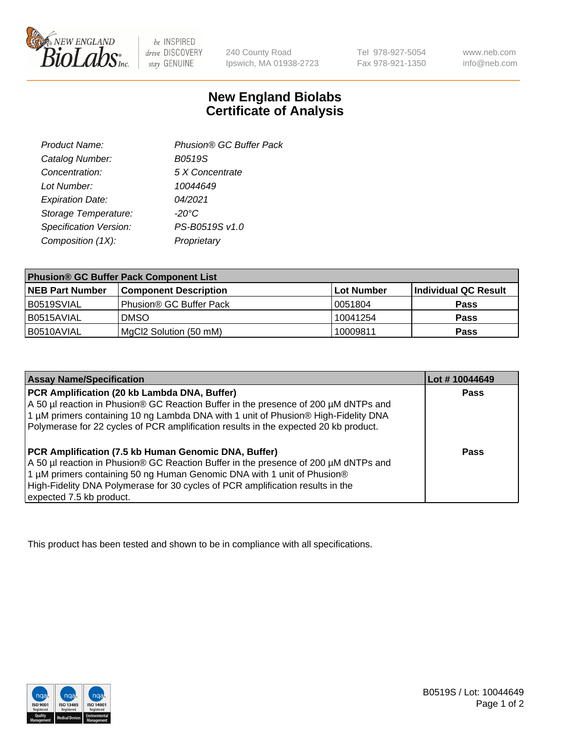New England Biolabs Inc. — be INSPIRED drive DISCOVERY stay GENUINE

240 County Road
Ipswich, MA 01938-2723

Tel 978-927-5054
Fax 978-921-1350

www.neb.com
info@neb.com

# New England Biolabs
# Certificate of Analysis

| | |
|---|---|
| *Product Name:* | *Phusion® GC Buffer Pack* |
| *Catalog Number:* | *B0519S* |
| *Concentration:* | *5 X Concentrate* |
| *Lot Number:* | *10044649* |
| *Expiration Date:* | *04/2021* |
| *Storage Temperature:* | *-20°C* |
| *Specification Version:* | *PS-B0519S v1.0* |
| *Composition (1X):* | *Proprietary* |

| **Phusion® GC Buffer Pack Component List** | | | |
|---|---|---|---|
| **NEB Part Number** | **Component Description** | **Lot Number** | **Individual QC Result** |
| B0519SVIAL | Phusion® GC Buffer Pack | 0051804 | **Pass** |
| B0515AVIAL | DMSO | 10041254 | **Pass** |
| B0510AVIAL | $MgCl_2$ Solution (50 mM) | 10009811 | **Pass** |

| **Assay Name/Specification** | **Lot # 10044649** |
|---|---|
| **PCR Amplification (20 kb Lambda DNA, Buffer)**<br>A 50 µl reaction in Phusion® GC Reaction Buffer in the presence of 200 µM dNTPs and 1 µM primers containing 10 ng Lambda DNA with 1 unit of Phusion® High-Fidelity DNA Polymerase for 22 cycles of PCR amplification results in the expected 20 kb product. | **Pass** |
| **PCR Amplification (7.5 kb Human Genomic DNA, Buffer)**<br>A 50 µl reaction in Phusion® GC Reaction Buffer in the presence of 200 µM dNTPs and 1 µM primers containing 50 ng Human Genomic DNA with 1 unit of Phusion® High-Fidelity DNA Polymerase for 30 cycles of PCR amplification results in the expected 7.5 kb product. | **Pass** |

This product has been tested and shown to be in compliance with all specifications.

B0519S / Lot: 10044649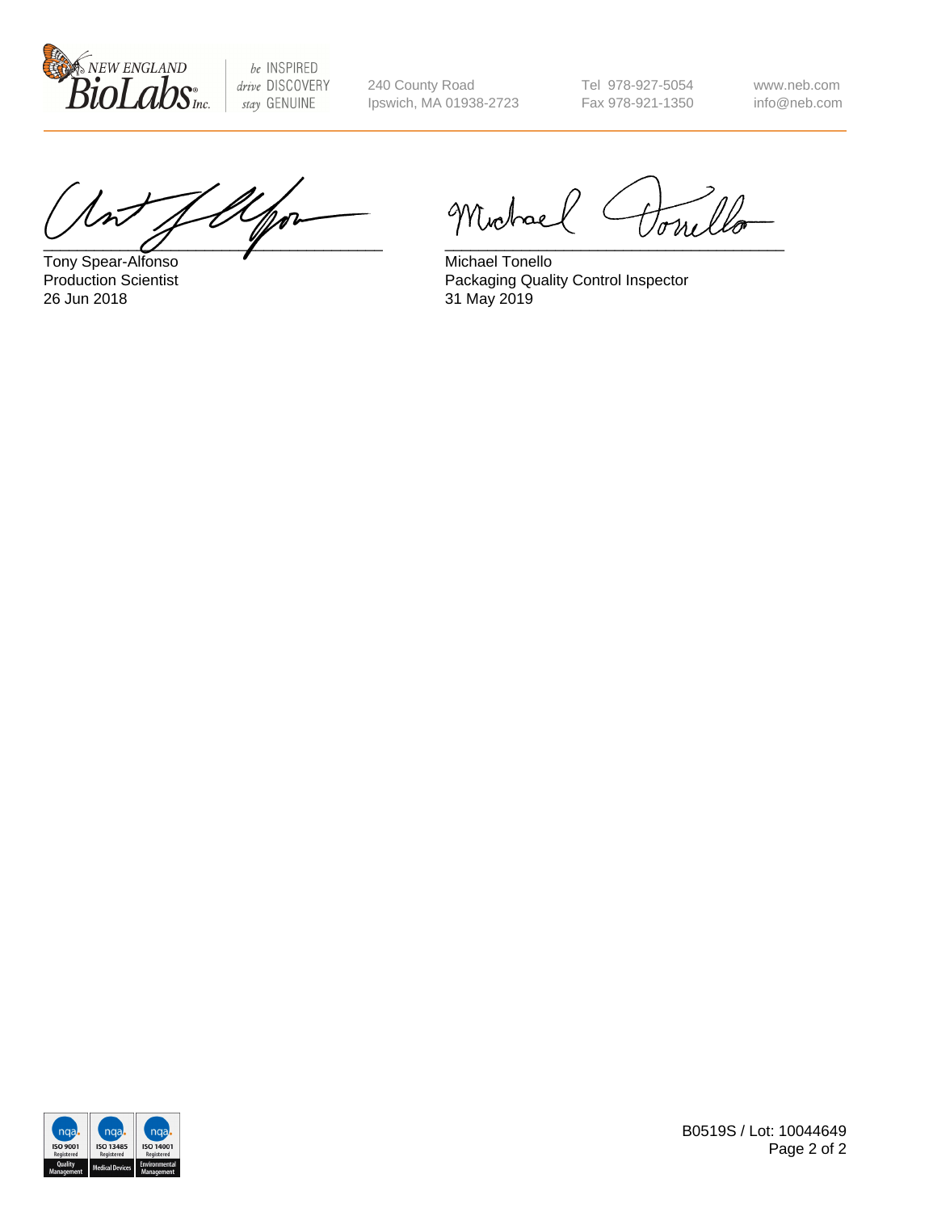Tony Spear-Alfonso
Production Scientist
26 Jun 2018

Michael Tonello
Packaging Quality Control Inspector
31 May 2019

B0519S / Lot: 10044649